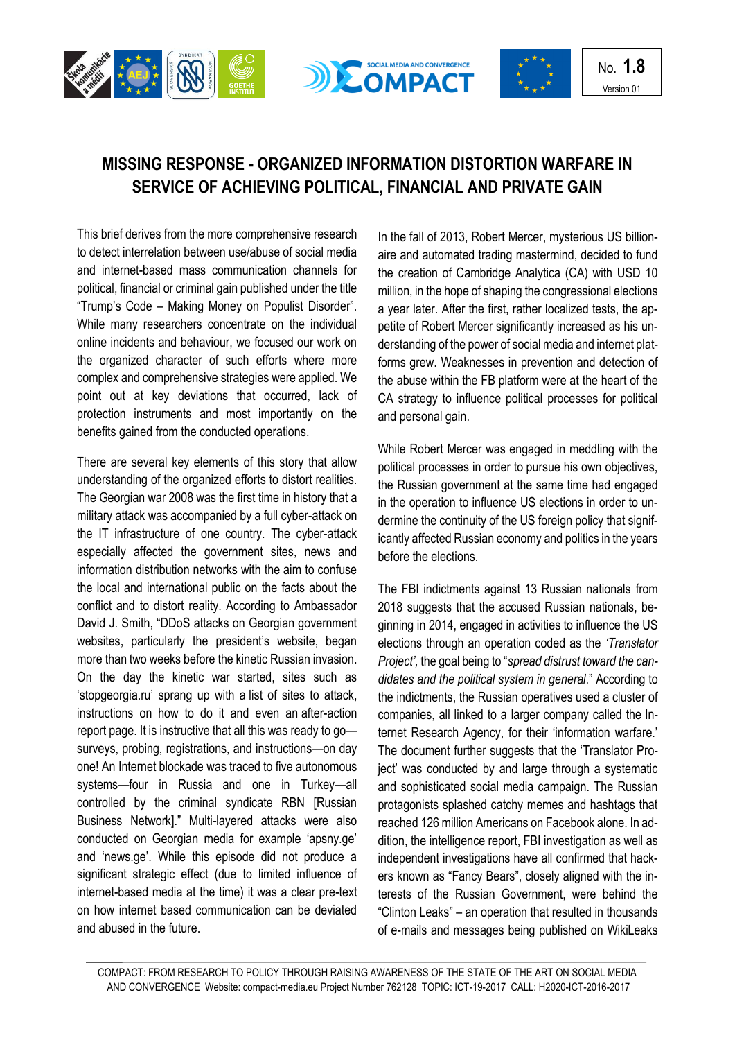# MISSING RESPONSE - ORGANIZED INFORMATION DISTORTION WARFARE IN SERVICE OF ACHIEVING POLITICAL, FINANCIAL AND PRIVATE GAIN

This brief derives from the more comprehensive research to detect interrelation between use/abuse of social media and internet-based mass communication channels for political, financial or criminal gain published under the title "Trump's Code – Making Money on Populist Disorder". While many researchers concentrate on the individual online incidents and behaviour, we focused our work on the organized character of such efforts where more complex and comprehensive strategies were applied. We point out at key deviations that occurred, lack of protection instruments and most importantly on the benefits gained from the conducted operations.

There are several key elements of this story that allow understanding of the organized efforts to distort realities. The Georgian war 2008 was the first time in history that a military attack was accompanied by a full cyber-attack on the IT infrastructure of one country. The cyber-attack especially affected the government sites, news and information distribution networks with the aim to confuse the local and international public on the facts about the conflict and to distort reality. According to Ambassador David J. Smith, "DDoS attacks on Georgian government websites, particularly the president's website, began more than two weeks before the kinetic Russian invasion. On the day the kinetic war started, sites such as 'stopgeorgia.ru' sprang up with a list of sites to attack, instructions on how to do it and even an after-action report page. It is instructive that all this was ready to go—surveys, probing, registrations, and instructions—on day one! An Internet blockade was traced to five autonomous systems—four in Russia and one in Turkey—all controlled by the criminal syndicate RBN [Russian Business Network]." Multi-layered attacks were also conducted on Georgian media for example 'apsny.ge' and 'news.ge'. While this episode did not produce a significant strategic effect (due to limited influence of internet-based media at the time) it was a clear pre-text on how internet based communication can be deviated and abused in the future.

In the fall of 2013, Robert Mercer, mysterious US billionaire and automated trading mastermind, decided to fund the creation of Cambridge Analytica (CA) with USD 10 million, in the hope of shaping the congressional elections a year later. After the first, rather localized tests, the appetite of Robert Mercer significantly increased as his understanding of the power of social media and internet platforms grew. Weaknesses in prevention and detection of the abuse within the FB platform were at the heart of the CA strategy to influence political processes for political and personal gain.

While Robert Mercer was engaged in meddling with the political processes in order to pursue his own objectives, the Russian government at the same time had engaged in the operation to influence US elections in order to undermine the continuity of the US foreign policy that significantly affected Russian economy and politics in the years before the elections.

The FBI indictments against 13 Russian nationals from 2018 suggests that the accused Russian nationals, beginning in 2014, engaged in activities to influence the US elections through an operation coded as the *'Translator Project'*, the goal being to "*spread distrust toward the candidates and the political system in general*." According to the indictments, the Russian operatives used a cluster of companies, all linked to a larger company called the Internet Research Agency, for their 'information warfare.' The document further suggests that the 'Translator Project' was conducted by and large through a systematic and sophisticated social media campaign. The Russian protagonists splashed catchy memes and hashtags that reached 126 million Americans on Facebook alone. In addition, the intelligence report, FBI investigation as well as independent investigations have all confirmed that hackers known as "Fancy Bears", closely aligned with the interests of the Russian Government, were behind the "Clinton Leaks" – an operation that resulted in thousands of e-mails and messages being published on WikiLeaks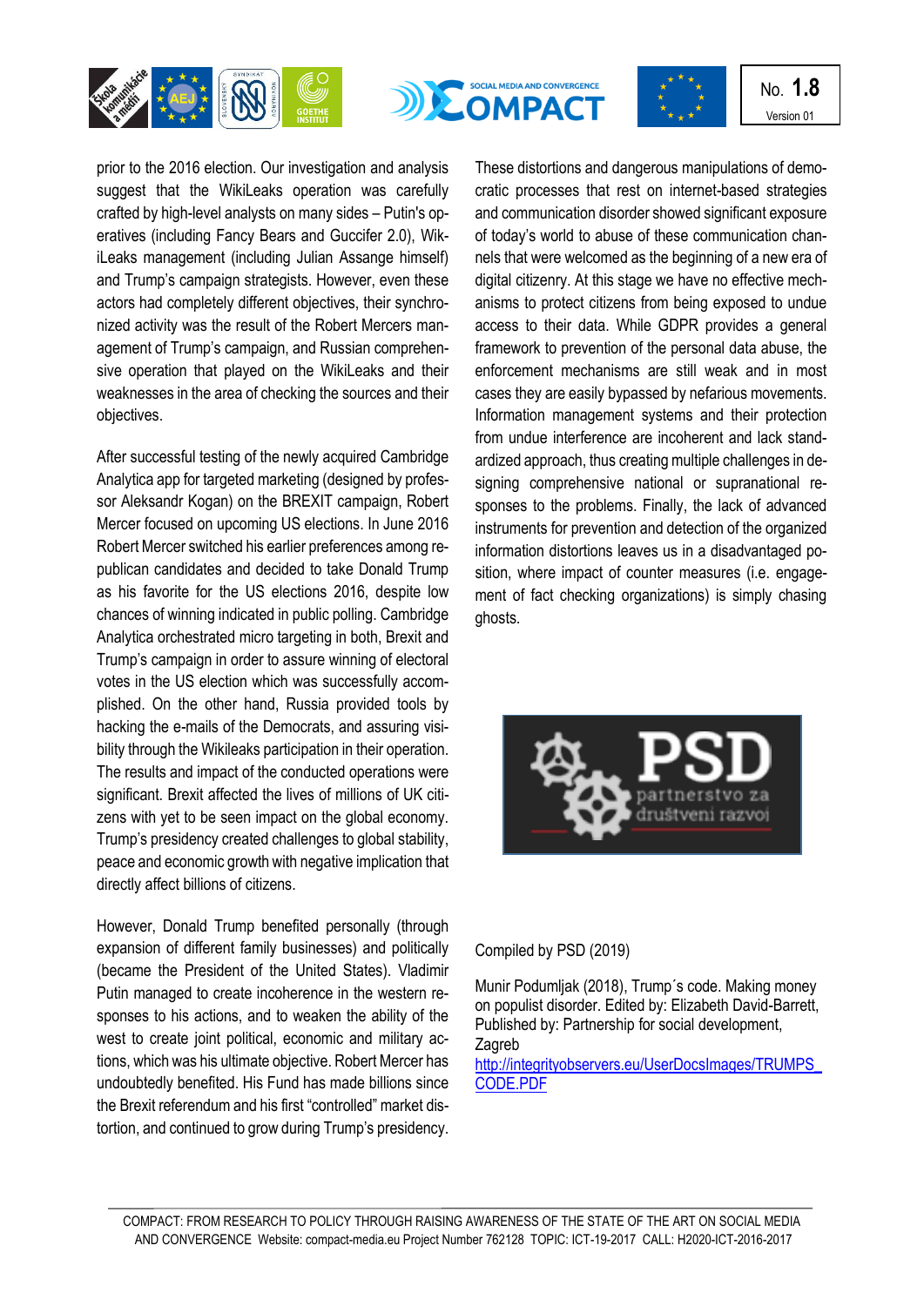prior to the 2016 election. Our investigation and analysis suggest that the WikiLeaks operation was carefully crafted by high-level analysts on many sides – Putin's operatives (including Fancy Bears and Guccifer 2.0), WikiLeaks management (including Julian Assange himself) and Trump's campaign strategists. However, even these actors had completely different objectives, their synchronized activity was the result of the Robert Mercers management of Trump's campaign, and Russian comprehensive operation that played on the WikiLeaks and their weaknesses in the area of checking the sources and their objectives.

After successful testing of the newly acquired Cambridge Analytica app for targeted marketing (designed by professor Aleksandr Kogan) on the BREXIT campaign, Robert Mercer focused on upcoming US elections. In June 2016 Robert Mercer switched his earlier preferences among republican candidates and decided to take Donald Trump as his favorite for the US elections 2016, despite low chances of winning indicated in public polling. Cambridge Analytica orchestrated micro targeting in both, Brexit and Trump's campaign in order to assure winning of electoral votes in the US election which was successfully accomplished. On the other hand, Russia provided tools by hacking the e-mails of the Democrats, and assuring visibility through the Wikileaks participation in their operation. The results and impact of the conducted operations were significant. Brexit affected the lives of millions of UK citizens with yet to be seen impact on the global economy. Trump's presidency created challenges to global stability, peace and economic growth with negative implication that directly affect billions of citizens.

However, Donald Trump benefited personally (through expansion of different family businesses) and politically (became the President of the United States). Vladimir Putin managed to create incoherence in the western responses to his actions, and to weaken the ability of the west to create joint political, economic and military actions, which was his ultimate objective. Robert Mercer has undoubtedly benefited. His Fund has made billions since the Brexit referendum and his first "controlled" market distortion, and continued to grow during Trump's presidency.

These distortions and dangerous manipulations of democratic processes that rest on internet-based strategies and communication disorder showed significant exposure of today's world to abuse of these communication channels that were welcomed as the beginning of a new era of digital citizenry. At this stage we have no effective mechanisms to protect citizens from being exposed to undue access to their data. While GDPR provides a general framework to prevention of the personal data abuse, the enforcement mechanisms are still weak and in most cases they are easily bypassed by nefarious movements. Information management systems and their protection from undue interference are incoherent and lack standardized approach, thus creating multiple challenges in designing comprehensive national or supranational responses to the problems. Finally, the lack of advanced instruments for prevention and detection of the organized information distortions leaves us in a disadvantaged position, where impact of counter measures (i.e. engagement of fact checking organizations) is simply chasing ghosts.

Compiled by PSD (2019)

Munir Podumljak (2018), Trump´s code. Making money on populist disorder. Edited by: Elizabeth David-Barrett, Published by: Partnership for social development, Zagreb
http://integrityobservers.eu/UserDocsImages/TRUMPS_CODE.PDF